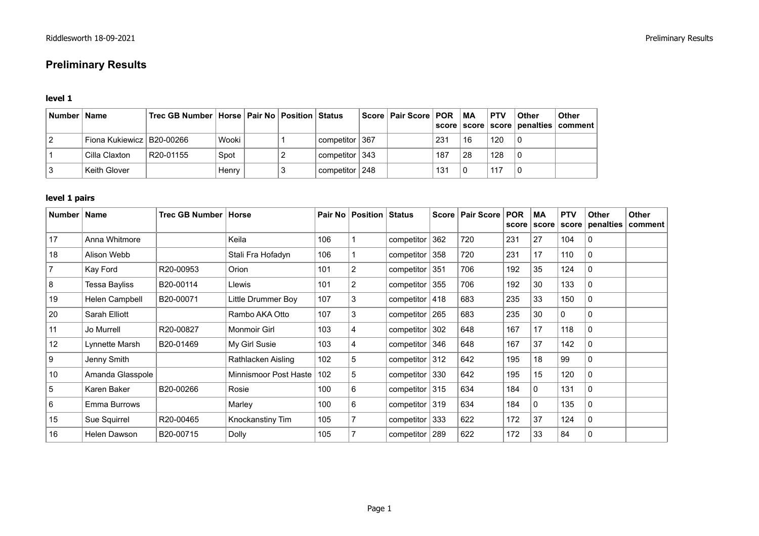# Preliminary Results

### level 1

| Number | Name | Trec GB Number | Horse | Pair No | Position | Status | Score | Pair Score | POR score | MA score | PTV score | Other penalties | Other comment |
|---|---|---|---|---|---|---|---|---|---|---|---|---|---|
| 2 | Fiona Kukiewicz | B20-00266 | Wooki | | 1 | competitor | 367 | | 231 | 16 | 120 | 0 | |
| 1 | Cilla Claxton | R20-01155 | Spot | | 2 | competitor | 343 | | 187 | 28 | 128 | 0 | |
| 3 | Keith Glover | | Henry | | 3 | competitor | 248 | | 131 | 0 | 117 | 0 | |

### level 1 pairs

| Number | Name | Trec GB Number | Horse | Pair No | Position | Status | Score | Pair Score | POR score | MA score | PTV score | Other penalties | Other comment |
|---|---|---|---|---|---|---|---|---|---|---|---|---|---|
| 17 | Anna Whitmore | | Keila | 106 | 1 | competitor | 362 | 720 | 231 | 27 | 104 | 0 | |
| 18 | Alison Webb | | Stali Fra Hofadyn | 106 | 1 | competitor | 358 | 720 | 231 | 17 | 110 | 0 | |
| 7 | Kay Ford | R20-00953 | Orion | 101 | 2 | competitor | 351 | 706 | 192 | 35 | 124 | 0 | |
| 8 | Tessa Bayliss | B20-00114 | Llewis | 101 | 2 | competitor | 355 | 706 | 192 | 30 | 133 | 0 | |
| 19 | Helen Campbell | B20-00071 | Little Drummer Boy | 107 | 3 | competitor | 418 | 683 | 235 | 33 | 150 | 0 | |
| 20 | Sarah Elliott | | Rambo AKA Otto | 107 | 3 | competitor | 265 | 683 | 235 | 30 | 0 | 0 | |
| 11 | Jo Murrell | R20-00827 | Monmoir Girl | 103 | 4 | competitor | 302 | 648 | 167 | 17 | 118 | 0 | |
| 12 | Lynnette Marsh | B20-01469 | My Girl Susie | 103 | 4 | competitor | 346 | 648 | 167 | 37 | 142 | 0 | |
| 9 | Jenny Smith | | Rathlacken Aisling | 102 | 5 | competitor | 312 | 642 | 195 | 18 | 99 | 0 | |
| 10 | Amanda Glasspole | | Minnismoor Post Haste | 102 | 5 | competitor | 330 | 642 | 195 | 15 | 120 | 0 | |
| 5 | Karen Baker | B20-00266 | Rosie | 100 | 6 | competitor | 315 | 634 | 184 | 0 | 131 | 0 | |
| 6 | Emma Burrows | | Marley | 100 | 6 | competitor | 319 | 634 | 184 | 0 | 135 | 0 | |
| 15 | Sue Squirrel | R20-00465 | Knockanstiny Tim | 105 | 7 | competitor | 333 | 622 | 172 | 37 | 124 | 0 | |
| 16 | Helen Dawson | B20-00715 | Dolly | 105 | 7 | competitor | 289 | 622 | 172 | 33 | 84 | 0 | |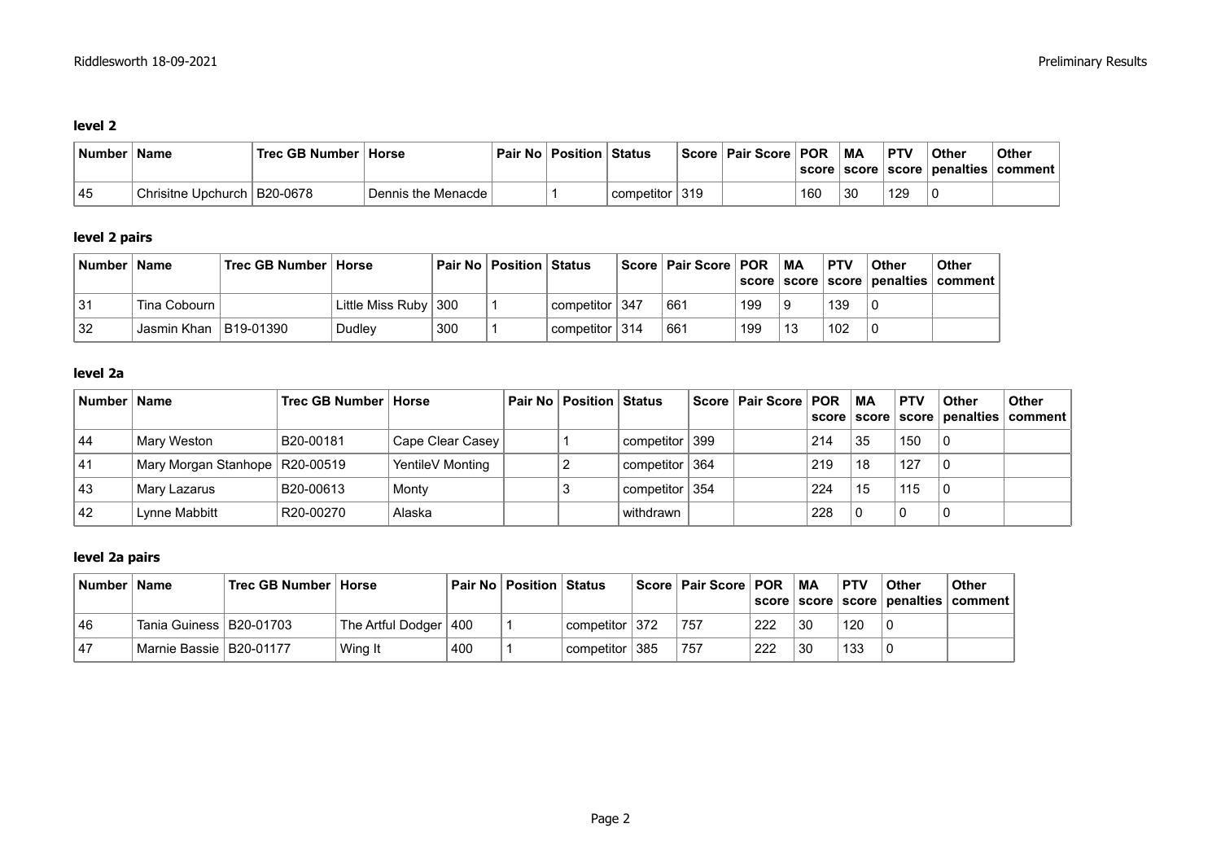### level 2

| Number | Name | Trec GB Number | Horse | Pair No | Position | Status | Score | Pair Score | POR score | MA score | PTV score | Other penalties | Other comment |
|---|---|---|---|---|---|---|---|---|---|---|---|---|---|
| 45 | Chrisitne Upchurch | B20-0678 | Dennis the Menacde | | 1 | competitor | 319 | | 160 | 30 | 129 | 0 | |

### level 2 pairs

| Number | Name | Trec GB Number | Horse | Pair No | Position | Status | Score | Pair Score | POR score | MA score | PTV score | Other penalties | Other comment |
|---|---|---|---|---|---|---|---|---|---|---|---|---|---|
| 31 | Tina Cobourn | | Little Miss Ruby | 300 | 1 | competitor | 347 | 661 | 199 | 9 | 139 | 0 | |
| 32 | Jasmin Khan | B19-01390 | Dudley | 300 | 1 | competitor | 314 | 661 | 199 | 13 | 102 | 0 | |

### level 2a

| Number | Name | Trec GB Number | Horse | Pair No | Position | Status | Score | Pair Score | POR score | MA score | PTV score | Other penalties | Other comment |
|---|---|---|---|---|---|---|---|---|---|---|---|---|---|
| 44 | Mary Weston | B20-00181 | Cape Clear Casey | | 1 | competitor | 399 | | 214 | 35 | 150 | 0 | |
| 41 | Mary Morgan Stanhope | R20-00519 | YentileV Monting | | 2 | competitor | 364 | | 219 | 18 | 127 | 0 | |
| 43 | Mary Lazarus | B20-00613 | Monty | | 3 | competitor | 354 | | 224 | 15 | 115 | 0 | |
| 42 | Lynne Mabbitt | R20-00270 | Alaska | | | withdrawn | | | 228 | 0 | 0 | 0 | |

### level 2a pairs

| Number | Name | Trec GB Number | Horse | Pair No | Position | Status | Score | Pair Score | POR score | MA score | PTV score | Other penalties | Other comment |
|---|---|---|---|---|---|---|---|---|---|---|---|---|---|
| 46 | Tania Guiness | B20-01703 | The Artful Dodger | 400 | 1 | competitor | 372 | 757 | 222 | 30 | 120 | 0 | |
| 47 | Marnie Bassie | B20-01177 | Wing It | 400 | 1 | competitor | 385 | 757 | 222 | 30 | 133 | 0 | |